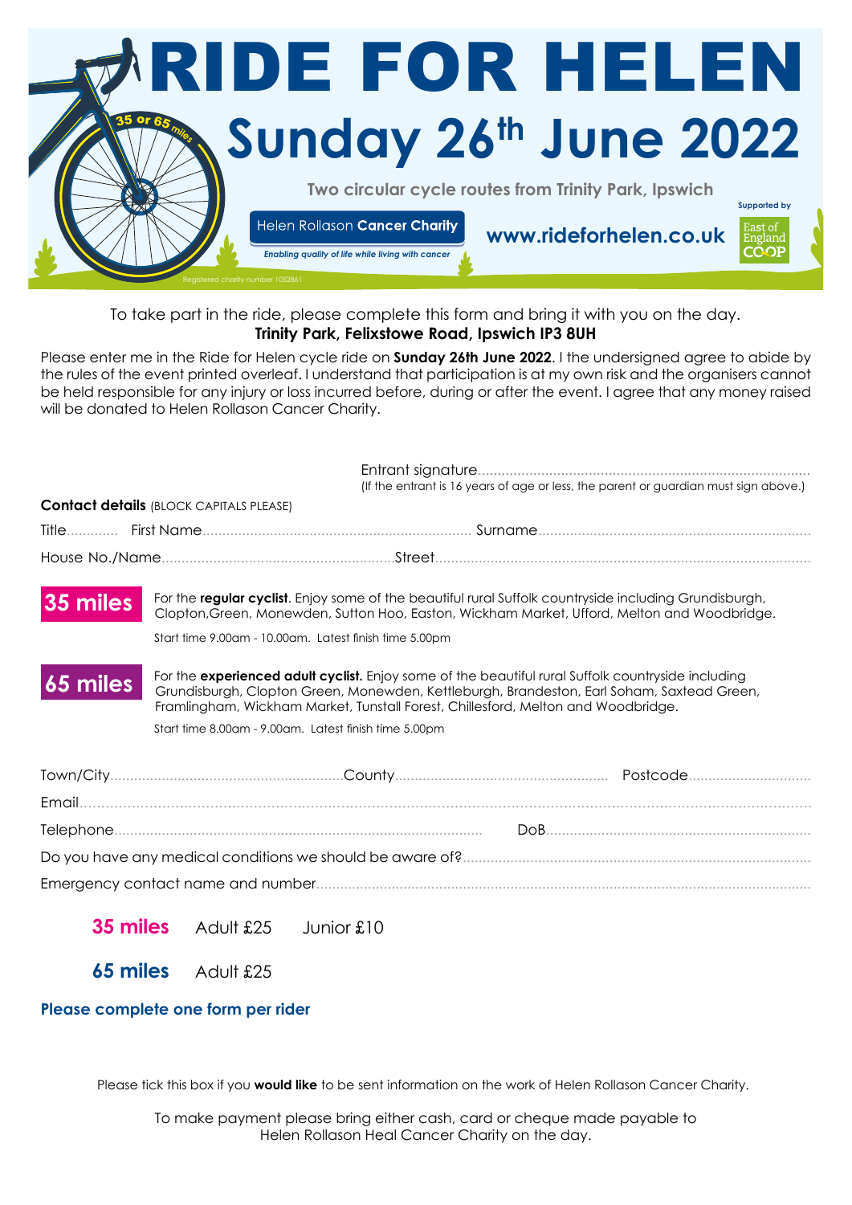# RIDE FOR HELEN

## Sunday 26th June 2022

35 or 65 miles

**Two circular cycle routes from Trinity Park, Ipswich**

Helen Rollason **Cancer Charity**

*Enabling quality of life while living with cancer*

**www.rideforhelen.co.uk**

Supported by East of England CO-OP

Registered charity number 1052861

To take part in the ride, please complete this form and bring it with you on the day.
**Trinity Park, Felixstowe Road, Ipswich IP3 8UH**

Please enter me in the Ride for Helen cycle ride on **Sunday 26th June 2022**. I the undersigned agree to abide by the rules of the event printed overleaf. I understand that participation is at my own risk and the organisers cannot be held responsible for any injury or loss incurred before, during or after the event. I agree that any money raised will be donated to Helen Rollason Cancer Charity.

Entrant signature.....................................................................................
(If the entrant is 16 years of age or less, the parent or guardian must sign above.)

**Contact details** (BLOCK CAPITALS PLEASE)

Title............. First Name.................................................................... Surname.....................................................................

House No./Name..........................................................Street................................................................................................

**35 miles** For the **regular cyclist**. Enjoy some of the beautiful rural Suffolk countryside including Grundisburgh, Clopton,Green, Monewden, Sutton Hoo, Easton, Wickham Market, Ufford, Melton and Woodbridge.

Start time 9.00am - 10.00am. Latest finish time 5.00pm

**65 miles** For the **experienced adult cyclist.** Enjoy some of the beautiful rural Suffolk countryside including Grundisburgh, Clopton Green, Monewden, Kettleburgh, Brandeston, Earl Soham, Saxtead Green, Framlingham, Wickham Market, Tunstall Forest, Chillesford, Melton and Woodbridge.

Start time 8.00am - 9.00am. Latest finish time 5.00pm

Town/City..........................................................County..................................................... Postcode...............................

Email...........................................................................................................................................................................

Telephone........................................................................................... DoB..................................................................

Do you have any medical conditions we should be aware of?.......................................................................................

Emergency contact name and number..........................................................................................................................

**35 miles** Adult £25 Junior £10

**65 miles** Adult £25

**Please complete one form per rider**

Please tick this box if you **would like** to be sent information on the work of Helen Rollason Cancer Charity.

To make payment please bring either cash, card or cheque made payable to Helen Rollason Heal Cancer Charity on the day.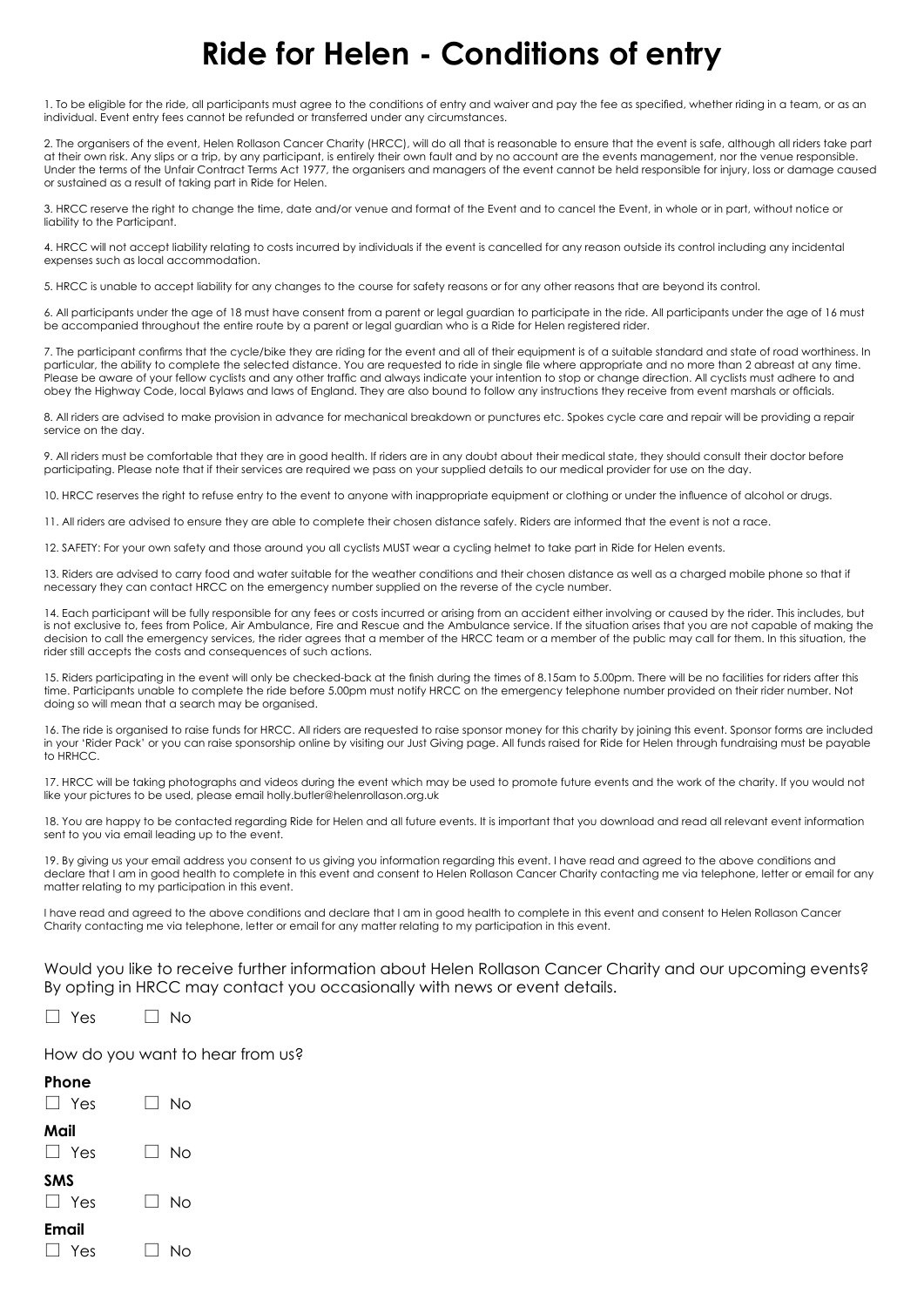# Ride for Helen - Conditions of entry

1. To be eligible for the ride, all participants must agree to the conditions of entry and waiver and pay the fee as specified, whether riding in a team, or as an individual. Event entry fees cannot be refunded or transferred under any circumstances.

2. The organisers of the event, Helen Rollason Cancer Charity (HRCC), will do all that is reasonable to ensure that the event is safe, although all riders take part at their own risk. Any slips or a trip, by any participant, is entirely their own fault and by no account are the events management, nor the venue responsible. Under the terms of the Unfair Contract Terms Act 1977, the organisers and managers of the event cannot be held responsible for injury, loss or damage caused or sustained as a result of taking part in Ride for Helen.

3. HRCC reserve the right to change the time, date and/or venue and format of the Event and to cancel the Event, in whole or in part, without notice or liability to the Participant.

4. HRCC will not accept liability relating to costs incurred by individuals if the event is cancelled for any reason outside its control including any incidental expenses such as local accommodation.

5. HRCC is unable to accept liability for any changes to the course for safety reasons or for any other reasons that are beyond its control.

6. All participants under the age of 18 must have consent from a parent or legal guardian to participate in the ride. All participants under the age of 16 must be accompanied throughout the entire route by a parent or legal guardian who is a Ride for Helen registered rider.

7. The participant confirms that the cycle/bike they are riding for the event and all of their equipment is of a suitable standard and state of road worthiness. In particular, the ability to complete the selected distance. You are requested to ride in single file where appropriate and no more than 2 abreast at any time. Please be aware of your fellow cyclists and any other traffic and always indicate your intention to stop or change direction. All cyclists must adhere to and obey the Highway Code, local Bylaws and laws of England. They are also bound to follow any instructions they receive from event marshals or officials.

8. All riders are advised to make provision in advance for mechanical breakdown or punctures etc. Spokes cycle care and repair will be providing a repair service on the day.

9. All riders must be comfortable that they are in good health. If riders are in any doubt about their medical state, they should consult their doctor before participating. Please note that if their services are required we pass on your supplied details to our medical provider for use on the day.

10. HRCC reserves the right to refuse entry to the event to anyone with inappropriate equipment or clothing or under the influence of alcohol or drugs.

11. All riders are advised to ensure they are able to complete their chosen distance safely. Riders are informed that the event is not a race.

12. SAFETY: For your own safety and those around you all cyclists MUST wear a cycling helmet to take part in Ride for Helen events.

13. Riders are advised to carry food and water suitable for the weather conditions and their chosen distance as well as a charged mobile phone so that if necessary they can contact HRCC on the emergency number supplied on the reverse of the cycle number.

14. Each participant will be fully responsible for any fees or costs incurred or arising from an accident either involving or caused by the rider. This includes, but is not exclusive to, fees from Police, Air Ambulance, Fire and Rescue and the Ambulance service. If the situation arises that you are not capable of making the decision to call the emergency services, the rider agrees that a member of the HRCC team or a member of the public may call for them. In this situation, the rider still accepts the costs and consequences of such actions.

15. Riders participating in the event will only be checked-back at the finish during the times of 8.15am to 5.00pm. There will be no facilities for riders after this time. Participants unable to complete the ride before 5.00pm must notify HRCC on the emergency telephone number provided on their rider number. Not doing so will mean that a search may be organised.

16. The ride is organised to raise funds for HRCC. All riders are requested to raise sponsor money for this charity by joining this event. Sponsor forms are included in your 'Rider Pack' or you can raise sponsorship online by visiting our Just Giving page. All funds raised for Ride for Helen through fundraising must be payable to HRHCC.

17. HRCC will be taking photographs and videos during the event which may be used to promote future events and the work of the charity. If you would not like your pictures to be used, please email holly.butler@helenrollason.org.uk

18. You are happy to be contacted regarding Ride for Helen and all future events. It is important that you download and read all relevant event information sent to you via email leading up to the event.

19. By giving us your email address you consent to us giving you information regarding this event. I have read and agreed to the above conditions and declare that I am in good health to complete in this event and consent to Helen Rollason Cancer Charity contacting me via telephone, letter or email for any matter relating to my participation in this event.

I have read and agreed to the above conditions and declare that I am in good health to complete in this event and consent to Helen Rollason Cancer Charity contacting me via telephone, letter or email for any matter relating to my participation in this event.

Would you like to receive further information about Helen Rollason Cancer Charity and our upcoming events? By opting in HRCC may contact you occasionally with news or event details.

☐ Yes ☐ No

How do you want to hear from us?

**Phone**

☐ Yes ☐ No

**Mail**

☐ Yes ☐ No

**SMS**

☐ Yes ☐ No

**Email**

☐ Yes ☐ No